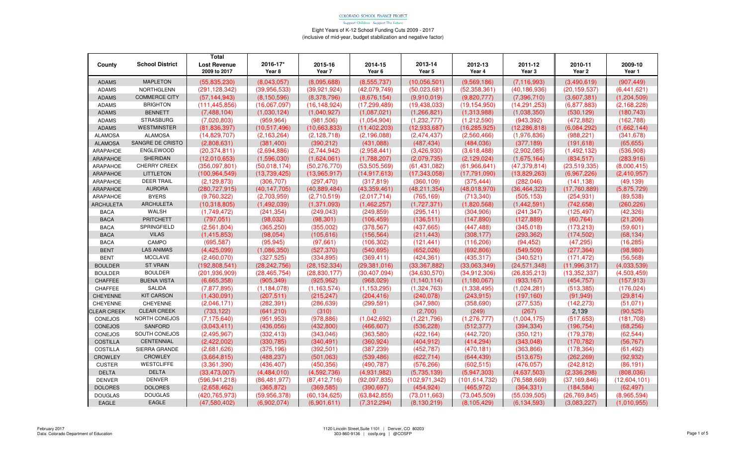COLORADO SCHOOL FINANCE PROJECT

Support Children · Support The Future

Eight Years of K-12 School Funding Cuts 2009 - 2017
(inclusive of mid-year, budget stabilization and negative factor)

| County | School District | Total Lost Revenue 2009 to 2017 | 2016-17* Year 8 | 2015-16 Year 7 | 2014-15 Year 6 | 2013-14 Year 5 | 2012-13 Year 4 | 2011-12 Year 3 | 2010-11 Year 2 | 2009-10 Year 1 |
|---|---|---|---|---|---|---|---|---|---|---|
| ADAMS | MAPLETON | (55,835,230) | (8,043,057) | (8,095,688) | (8,555,737) | (10,056,501) | (9,569,186) | (7,116,993) | (3,490,619) | (907,449) |
| ADAMS | NORTHGLENN | (291,128,342) | (39,956,533) | (39,921,924) | (42,079,749) | (50,023,681) | (52,358,361) | (40,186,936) | (20,159,537) | (6,441,621) |
| ADAMS | COMMERCE CITY | (57,144,943) | (8,150,596) | (8,378,796) | (8,676,154) | (9,910,019) | (9,820,777) | (7,396,710) | (3,607,381) | (1,204,509) |
| ADAMS | BRIGHTON | (111,445,856) | (16,067,097) | (16,148,924) | (17,299,489) | (19,438,033) | (19,154,950) | (14,291,253) | (6,877,883) | (2,168,228) |
| ADAMS | BENNETT | (7,488,104) | (1,030,124) | (1,040,927) | (1,087,021) | (1,266,821) | (1,313,988) | (1,038,350) | (530,129) | (180,743) |
| ADAMS | STRASBURG | (7,020,803) | (959,964) | (981,506) | (1,054,904) | (1,232,777) | (1,212,590) | (943,392) | (472,882) | (162,788) |
| ADAMS | WESTMINSTER | (81,836,397) | (10,517,496) | (10,663,833) | (11,402,203) | (12,933,687) | (16,285,925) | (12,286,818) | (6,084,292) | (1,662,144) |
| ALAMOSA | ALAMOSA | (14,829,707) | (2,163,264) | (2,128,718) | (2,196,088) | (2,474,437) | (2,560,466) | (1,976,836) | (988,221) | (341,678) |
| ALAMOSA | SANGRE DE CRISTO | (2,808,631) | (381,400) | (390,212) | (431,088) | (487,434) | (484,036) | (377,189) | (191,618) | (65,655) |
| ARAPAHOE | ENGLEWOOD | (20,374,811) | (2,694,886) | (2,744,942) | (2,958,441) | (3,426,930) | (3,618,488) | (2,902,085) | (1,492,132) | (536,908) |
| ARAPAHOE | SHERIDAN | (12,010,653) | (1,596,030) | (1,624,061) | (1,788,207) | (2,079,735) | (2,129,024) | (1,675,164) | (834,517) | (283,916) |
| ARAPAHOE | CHERRY CREEK | (356,097,801) | (50,018,174) | (50,276,770) | (53,505,569) | (61,431,082) | (61,966,641) | (47,379,814) | (23,519,335) | (8,000,415) |
| ARAPAHOE | LITTLETON | (100,964,549) | (13,739,425) | (13,965,917) | (14,917,613) | (17,343,058) | (17,791,090) | (13,829,263) | (6,967,226) | (2,410,957) |
| ARAPAHOE | DEER TRAIL | (2,129,873) | (306,707) | (297,470) | (317,819) | (360,109) | (375,444) | (282,046) | (141,138) | (49,139) |
| ARAPAHOE | AURORA | (280,727,915) | (40,147,705) | (40,889,484) | (43,359,461) | (48,211,354) | (48,018,970) | (36,464,323) | (17,760,889) | (5,875,729) |
| ARAPAHOE | BYERS | (9,760,322) | (2,703,959) | (2,710,519) | (2,017,714) | (765,169) | (713,340) | (505,153) | (254,931) | (89,538) |
| ARCHULETA | ARCHULETA | (10,318,805) | (1,492,039) | (1,371,093) | (1,462,257) | (1,727,371) | (1,820,568) | (1,442,591) | (742,658) | (260,226) |
| BACA | WALSH | (1,749,472) | (241,354) | (249,043) | (249,859) | (295,141) | (304,906) | (241,347) | (125,497) | (42,326) |
| BACA | PRITCHETT | (797,051) | (98,032) | (98,301) | (106,459) | (136,511) | (147,890) | (127,889) | (60,764) | (21,206) |
| BACA | SPRINGFIELD | (2,561,804) | (365,250) | (355,002) | (378,567) | (437,665) | (447,488) | (345,018) | (173,213) | (59,601) |
| BACA | VILAS | (1,415,853) | (98,054) | (105,616) | (156,564) | (211,443) | (308,177) | (293,362) | (174,502) | (68,134) |
| BACA | CAMPO | (695,587) | (95,945) | (97,661) | (106,302) | (121,441) | (116,206) | (94,452) | (47,295) | (16,285) |
| BENT | LAS ANIMAS | (4,425,099) | (1,086,350) | (527,370) | (540,695) | (652,026) | (692,806) | (549,509) | (277,364) | (98,980) |
| BENT | MCCLAVE | (2,460,070) | (327,525) | (334,895) | (369,411) | (424,361) | (435,317) | (340,521) | (171,472) | (56,568) |
| BOULDER | ST VRAIN | (192,808,541) | (28,242,756) | (28,152,334) | (29,381,016) | (33,367,882) | (33,063,349) | (24,571,348) | (11,996,317) | (4,033,539) |
| BOULDER | BOULDER | (201,936,909) | (28,465,754) | (28,830,177) | (30,407,094) | (34,630,570) | (34,912,306) | (26,835,213) | (13,352,337) | (4,503,459) |
| CHAFFEE | BUENA VISTA | (6,665,358) | (905,349) | (925,962) | (968,029) | (1,140,114) | (1,180,067) | (933,167) | (454,757) | (157,913) |
| CHAFFEE | SALIDA | (7,877,895) | (1,184,078) | (1,163,574) | (1,153,295) | (1,324,763) | (1,338,495) | (1,024,281) | (513,385) | (176,024) |
| CHEYENNE | KIT CARSON | (1,430,091) | (207,511) | (215,247) | (204,416) | (240,078) | (243,915) | (197,160) | (91,949) | (29,814) |
| CHEYENNE | CHEYENNE | (2,046,171) | (282,391) | (286,639) | (299,591) | (347,980) | (358,690) | (277,535) | (142,273) | (51,071) |
| CLEAR CREEK | CLEAR CREEK | (733,122) | (641,210) | (310) | 0 | (2,700) | (249) | (267) | 2,139 | (90,525) |
| CONEJOS | NORTH CONEJOS | (7,175,640) | (951,953) | (978,886) | (1,042,692) | (1,221,796) | (1,276,777) | (1,004,175) | (517,653) | (181,708) |
| CONEJOS | SANFORD | (3,043,411) | (436,056) | (432,800) | (466,607) | (536,228) | (512,377) | (394,334) | (196,754) | (68,256) |
| CONEJOS | SOUTH CONEJOS | (2,495,967) | (332,413) | (343,046) | (363,580) | (422,164) | (442,720) | (350,121) | (179,378) | (62,544) |
| COSTILLA | CENTENNIAL | (2,422,002) | (330,785) | (340,491) | (360,924) | (404,912) | (414,294) | (343,048) | (170,782) | (56,767) |
| COSTILLA | SIERRA GRANDE | (2,681,626) | (375,196) | (392,501) | (387,239) | (452,787) | (470,181) | (363,866) | (178,364) | (61,492) |
| CROWLEY | CROWLEY | (3,664,815) | (488,237) | (501,063) | (539,486) | (622,714) | (644,439) | (513,675) | (262,269) | (92,932) |
| CUSTER | WESTCLIFFE | (3,361,390) | (436,407) | (450,356) | (490,787) | (576,266) | (602,515) | (476,057) | (242,812) | (86,191) |
| DELTA | DELTA | (33,473,007) | (4,484,010) | (4,592,736) | (4,931,982) | (5,735,139) | (5,947,303) | (4,637,503) | (2,336,298) | (808,036) |
| DENVER | DENVER | (596,941,218) | (86,481,977) | (87,412,716) | (92,097,835) | (102,971,342) | (101,614,732) | (76,588,669) | (37,169,846) | (12,604,101) |
| DOLORES | DOLORES | (2,658,462) | (365,872) | (369,585) | (390,697) | (454,924) | (465,972) | (364,331) | (184,584) | (62,497) |
| DOUGLAS | DOUGLAS | (420,765,973) | (59,956,378) | (60,134,625) | (63,842,855) | (73,011,663) | (73,045,509) | (55,039,505) | (26,769,845) | (8,965,594) |
| EAGLE | EAGLE | (47,580,402) | (6,902,074) | (6,901,611) | (7,312,294) | (8,130,219) | (8,105,429) | (6,134,593) | (3,083,227) | (1,010,955) |

February 2017
Data: Colorado Department of Education

1120 Lincoln Street,Suite 1101 | Denver, CO 80203
303-860-9136 | cosfp.org | @COSFP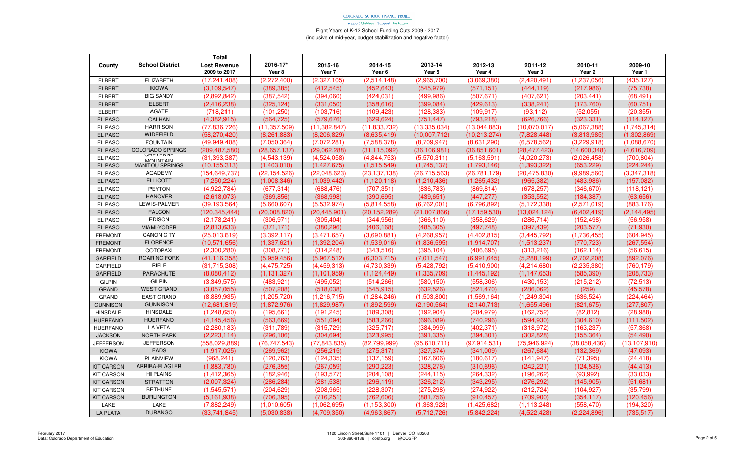COLORADO SCHOOL FINANCE PROJECT

Support Children · Support The Future

Eight Years of K-12 School Funding Cuts 2009 - 2017
(inclusive of mid-year, budget stabilization and negative factor)

| County | School District | Total Lost Revenue 2009 to 2017 | 2016-17* Year 8 | 2015-16 Year 7 | 2014-15 Year 6 | 2013-14 Year 5 | 2012-13 Year 4 | 2011-12 Year 3 | 2010-11 Year 2 | 2009-10 Year 1 |
|---|---|---|---|---|---|---|---|---|---|---|
| ELBERT | ELIZABETH | (17,241,408) | (2,272,400) | (2,327,105) | (2,514,148) | (2,965,700) | (3,069,380) | (2,420,491) | (1,237,056) | (435,127) |
| ELBERT | KIOWA | (3,109,547) | (389,385) | (412,545) | (452,643) | (545,979) | (571,151) | (444,119) | (217,986) | (75,738) |
| ELBERT | BIG SANDY | (2,892,842) | (387,542) | (394,060) | (424,031) | (499,986) | (507,671) | (407,621) | (203,441) | (68,491) |
| ELBERT | ELBERT | (2,416,238) | (325,124) | (331,050) | (358,616) | (399,084) | (429,613) | (338,241) | (173,760) | (60,751) |
| ELBERT | AGATE | (718,211) | (101,250) | (103,716) | (109,423) | (128,383) | (109,917) | (93,112) | (52,055) | (20,355) |
| EL PASO | CALHAN | (4,382,915) | (564,725) | (579,676) | (629,624) | (751,447) | (793,218) | (626,766) | (323,331) | (114,127) |
| EL PASO | HARRISON | (77,836,726) | (11,357,509) | (11,382,847) | (11,833,732) | (13,335,034) | (13,044,883) | (10,070,017) | (5,067,388) | (1,745,314) |
| EL PASO | WIDEFIELD | (58,270,420) | (8,261,883) | (8,206,829) | (8,635,419) | (10,007,712) | (10,213,274) | (7,828,448) | (3,813,985) | (1,302,869) |
| EL PASO | FOUNTAIN | (49,949,408) | (7,050,364) | (7,072,281) | (7,588,378) | (8,709,947) | (8,631,290) | (6,578,562) | (3,229,918) | (1,088,670) |
| EL PASO | COLORADO SPRINGS | (209,487,580) | (28,657,137) | (29,062,288) | (31,115,092) | (36,106,981) | (36,851,601) | (28,477,423) | (14,600,348) | (4,616,709) |
| EL PASO | CHEYENNE MOUNTAIN | (31,393,387) | (4,543,139) | (4,524,058) | (4,844,753) | (5,570,311) | (5,163,591) | (4,020,273) | (2,026,458) | (700,804) |
| EL PASO | MANITOU SPRINGS | (10,155,313) | (1,403,010) | (1,427,675) | (1,515,549) | (1,745,137) | (1,793,146) | (1,393,322) | (653,229) | (224,244) |
| EL PASO | ACADEMY | (154,649,737) | (22,154,526) | (22,048,623) | (23,137,138) | (26,715,563) | (26,781,179) | (20,475,830) | (9,989,560) | (3,347,318) |
| EL PASO | ELLICOTT | (7,250,224) | (1,008,346) | (1,039,442) | (1,120,118) | (1,210,436) | (1,265,432) | (965,382) | (483,986) | (157,082) |
| EL PASO | PEYTON | (4,922,784) | (677,314) | (688,476) | (707,351) | (836,783) | (869,814) | (678,257) | (346,670) | (118,121) |
| EL PASO | HANOVER | (2,618,073) | (369,856) | (368,998) | (390,695) | (439,651) | (447,277) | (353,552) | (184,387) | (63,656) |
| EL PASO | LEWIS-PALMER | (39,193,564) | (5,660,607) | (5,532,974) | (5,814,558) | (6,762,001) | (6,796,892) | (5,172,338) | (2,571,019) | (883,176) |
| EL PASO | FALCON | (120,345,444) | (20,008,820) | (20,445,901) | (20,152,289) | (21,007,866) | (17,159,530) | (13,024,124) | (6,402,419) | (2,144,495) |
| EL PASO | EDISON | (2,178,241) | (306,971) | (305,404) | (344,956) | (366,110) | (358,629) | (286,714) | (152,498) | (56,958) |
| EL PASO | MIAMI-YODER | (2,813,633) | (371,171) | (380,296) | (406,168) | (485,305) | (497,748) | (397,439) | (203,577) | (71,930) |
| FREMONT | CANON CITY | (25,013,619) | (3,392,117) | (3,471,657) | (3,690,881) | (4,268,957) | (4,402,815) | (3,445,792) | (1,736,455) | (604,945) |
| FREMONT | FLORENCE | (10,571,656) | (1,337,621) | (1,392,204) | (1,539,016) | (1,836,595) | (1,914,707) | (1,513,237) | (770,723) | (267,554) |
| FREMONT | COTOPAXI | (2,300,280) | (308,771) | (314,248) | (343,516) | (395,104) | (406,695) | (313,216) | (162,114) | (56,615) |
| GARFIELD | ROARING FORK | (41,116,358) | (5,959,456) | (5,967,512) | (6,303,715) | (7,011,547) | (6,991,645) | (5,288,199) | (2,702,208) | (892,076) |
| GARFIELD | RIFLE | (31,715,308) | (4,475,725) | (4,459,313) | (4,730,339) | (5,428,792) | (5,410,900) | (4,214,680) | (2,235,380) | (760,179) |
| GARFIELD | PARACHUTE | (8,080,412) | (1,131,327) | (1,101,959) | (1,124,449) | (1,335,709) | (1,445,192) | (1,147,653) | (585,390) | (208,733) |
| GILPIN | GILPIN | (3,349,575) | (483,921) | (495,052) | (514,266) | (580,150) | (558,306) | (430,153) | (215,212) | (72,513) |
| GRAND | WEST GRAND | (3,057,055) | (507,208) | (518,038) | (545,915) | (632,526) | (521,470) | (286,062) | (259) | (45,578) |
| GRAND | EAST GRAND | (8,889,935) | (1,205,720) | (1,216,715) | (1,284,246) | (1,503,800) | (1,569,164) | (1,249,304) | (636,524) | (224,464) |
| GUNNISON | GUNNISON | (12,681,819) | (1,872,976) | (1,829,987) | (1,892,599) | (2,190,564) | (2,140,713) | (1,655,496) | (821,675) | (277,807) |
| HINSDALE | HINSDALE | (1,248,650) | (195,661) | (191,245) | (189,308) | (192,904) | (204,979) | (162,752) | (82,812) | (28,988) |
| HUERFANO | HUERFANO | (4,145,456) | (563,669) | (551,094) | (583,266) | (696,089) | (740,296) | (594,930) | (304,610) | (111,502) |
| HUERFANO | LA VETA | (2,280,183) | (311,789) | (315,729) | (325,717) | (384,999) | (402,371) | (318,972) | (163,237) | (57,368) |
| JACKSON | NORTH PARK | (2,223,114) | (296,106) | (304,694) | (323,995) | (391,335) | (394,301) | (302,828) | (155,364) | (54,490) |
| JEFFERSON | JEFFERSON | (558,029,889) | (76,747,543) | (77,843,835) | (82,799,999) | (95,610,711) | (97,914,531) | (75,946,924) | (38,058,436) | (13,107,910) |
| KIOWA | EADS | (1,917,025) | (269,962) | (256,215) | (275,317) | (327,374) | (341,009) | (267,684) | (132,369) | (47,093) |
| KIOWA | PLAINVIEW | (968,241) | (120,763) | (124,335) | (137,159) | (167,606) | (180,617) | (141,947) | (71,395) | (24,418) |
| KIT CARSON | ARRIBA-FLAGLER | (1,883,780) | (276,355) | (267,059) | (290,223) | (328,276) | (310,696) | (242,221) | (124,536) | (44,413) |
| KIT CARSON | HI PLAINS | (1,412,365) | (182,946) | (193,577) | (204,108) | (244,115) | (264,332) | (196,262) | (93,992) | (33,033) |
| KIT CARSON | STRATTON | (2,007,324) | (286,284) | (281,538) | (296,119) | (326,212) | (343,295) | (276,292) | (145,905) | (51,681) |
| KIT CARSON | BETHUNE | (1,545,571) | (204,629) | (208,965) | (228,307) | (275,298) | (274,922) | (212,724) | (104,927) | (35,799) |
| KIT CARSON | BURLINGTON | (5,161,938) | (706,395) | (716,251) | (762,606) | (881,756) | (910,457) | (709,900) | (354,117) | (120,456) |
| LAKE | LAKE | (7,882,249) | (1,010,605) | (1,062,695) | (1,153,300) | (1,363,928) | (1,425,682) | (1,113,248) | (558,470) | (194,320) |
| LA PLATA | DURANGO | (33,741,845) | (5,030,838) | (4,709,350) | (4,963,867) | (5,712,726) | (5,842,224) | (4,522,428) | (2,224,896) | (735,517) |

February 2017
Data: Colorado Department of Education

1120 Lincoln Street, Suite 1101 | Denver, CO 80203
303-860-9136 | cosfp.org | @COSFP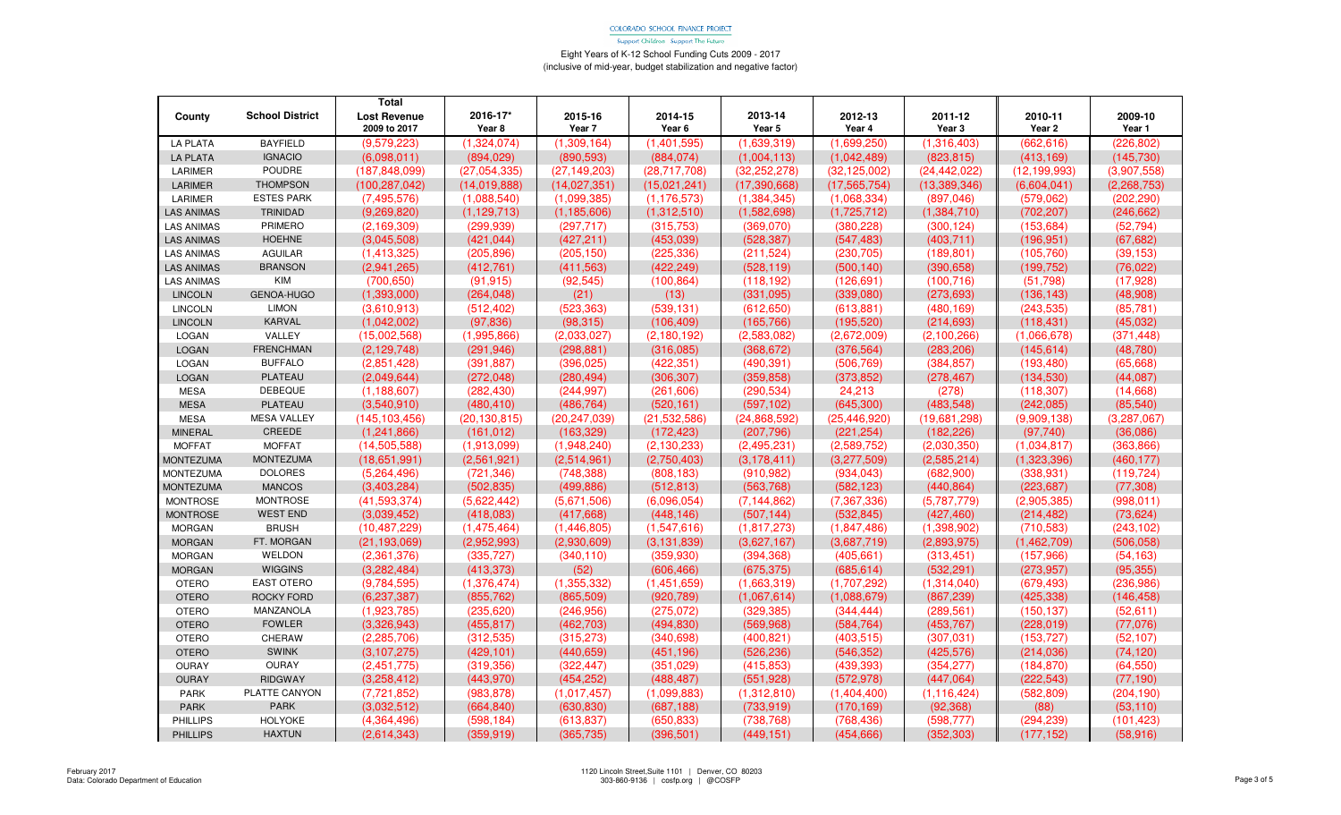COLORADO SCHOOL FINANCE PROJECT

Support Children · Support The Future

Eight Years of K-12 School Funding Cuts 2009 - 2017

(inclusive of mid-year, budget stabilization and negative factor)

| County | School District | Total Lost Revenue 2009 to 2017 | 2016-17* Year 8 | 2015-16 Year 7 | 2014-15 Year 6 | 2013-14 Year 5 | 2012-13 Year 4 | 2011-12 Year 3 | 2010-11 Year 2 | 2009-10 Year 1 |
|---|---|---|---|---|---|---|---|---|---|---|
| LA PLATA | BAYFIELD | (9,579,223) | (1,324,074) | (1,309,164) | (1,401,595) | (1,639,319) | (1,699,250) | (1,316,403) | (662,616) | (226,802) |
| LA PLATA | IGNACIO | (6,098,011) | (894,029) | (890,593) | (884,074) | (1,004,113) | (1,042,489) | (823,815) | (413,169) | (145,730) |
| LARIMER | POUDRE | (187,848,099) | (27,054,335) | (27,149,203) | (28,717,708) | (32,252,278) | (32,125,002) | (24,442,022) | (12,199,993) | (3,907,558) |
| LARIMER | THOMPSON | (100,287,042) | (14,019,888) | (14,027,351) | (15,021,241) | (17,390,668) | (17,565,754) | (13,389,346) | (6,604,041) | (2,268,753) |
| LARIMER | ESTES PARK | (7,495,576) | (1,088,540) | (1,099,385) | (1,176,573) | (1,384,345) | (1,068,334) | (897,046) | (579,062) | (202,290) |
| LAS ANIMAS | TRINIDAD | (9,269,820) | (1,129,713) | (1,185,606) | (1,312,510) | (1,582,698) | (1,725,712) | (1,384,710) | (702,207) | (246,662) |
| LAS ANIMAS | PRIMERO | (2,169,309) | (299,939) | (297,717) | (315,753) | (369,070) | (380,228) | (300,124) | (153,684) | (52,794) |
| LAS ANIMAS | HOEHNE | (3,045,508) | (421,044) | (427,211) | (453,039) | (528,387) | (547,483) | (403,711) | (196,951) | (67,682) |
| LAS ANIMAS | AGUILAR | (1,413,325) | (205,896) | (205,150) | (225,336) | (211,524) | (230,705) | (189,801) | (105,760) | (39,153) |
| LAS ANIMAS | BRANSON | (2,941,265) | (412,761) | (411,563) | (422,249) | (528,119) | (500,140) | (390,658) | (199,752) | (76,022) |
| LAS ANIMAS | KIM | (700,650) | (91,915) | (92,545) | (100,864) | (118,192) | (126,691) | (100,716) | (51,798) | (17,928) |
| LINCOLN | GENOA-HUGO | (1,393,000) | (264,048) | (21) | (13) | (331,095) | (339,080) | (273,693) | (136,143) | (48,908) |
| LINCOLN | LIMON | (3,610,913) | (512,402) | (523,363) | (539,131) | (612,650) | (613,881) | (480,169) | (243,535) | (85,781) |
| LINCOLN | KARVAL | (1,042,002) | (97,836) | (98,315) | (106,409) | (165,766) | (195,520) | (214,693) | (118,431) | (45,032) |
| LOGAN | VALLEY | (15,002,568) | (1,995,866) | (2,033,027) | (2,180,192) | (2,583,082) | (2,672,009) | (2,100,266) | (1,066,678) | (371,448) |
| LOGAN | FRENCHMAN | (2,129,748) | (291,946) | (298,881) | (316,085) | (368,672) | (376,564) | (283,206) | (145,614) | (48,780) |
| LOGAN | BUFFALO | (2,851,428) | (391,887) | (396,025) | (422,351) | (490,391) | (506,769) | (384,857) | (193,480) | (65,668) |
| LOGAN | PLATEAU | (2,049,644) | (272,048) | (280,494) | (306,307) | (359,858) | (373,852) | (278,467) | (134,530) | (44,087) |
| MESA | DEBEQUE | (1,188,607) | (282,430) | (244,997) | (261,606) | (290,534) | 24,213 | (278) | (118,307) | (14,668) |
| MESA | PLATEAU | (3,540,910) | (480,410) | (486,764) | (520,161) | (597,102) | (645,300) | (483,548) | (242,085) | (85,540) |
| MESA | MESA VALLEY | (145,103,456) | (20,130,815) | (20,247,039) | (21,532,586) | (24,868,592) | (25,446,920) | (19,681,298) | (9,909,138) | (3,287,067) |
| MINERAL | CREEDE | (1,241,866) | (161,012) | (163,329) | (172,423) | (207,796) | (221,254) | (182,226) | (97,740) | (36,086) |
| MOFFAT | MOFFAT | (14,505,588) | (1,913,099) | (1,948,240) | (2,130,233) | (2,495,231) | (2,589,752) | (2,030,350) | (1,034,817) | (363,866) |
| MONTEZUMA | MONTEZUMA | (18,651,991) | (2,561,921) | (2,514,961) | (2,750,403) | (3,178,411) | (3,277,509) | (2,585,214) | (1,323,396) | (460,177) |
| MONTEZUMA | DOLORES | (5,264,496) | (721,346) | (748,388) | (808,183) | (910,982) | (934,043) | (682,900) | (338,931) | (119,724) |
| MONTEZUMA | MANCOS | (3,403,284) | (502,835) | (499,886) | (512,813) | (563,768) | (582,123) | (440,864) | (223,687) | (77,308) |
| MONTROSE | MONTROSE | (41,593,374) | (5,622,442) | (5,671,506) | (6,096,054) | (7,144,862) | (7,367,336) | (5,787,779) | (2,905,385) | (998,011) |
| MONTROSE | WEST END | (3,039,452) | (418,083) | (417,668) | (448,146) | (507,144) | (532,845) | (427,460) | (214,482) | (73,624) |
| MORGAN | BRUSH | (10,487,229) | (1,475,464) | (1,446,805) | (1,547,616) | (1,817,273) | (1,847,486) | (1,398,902) | (710,583) | (243,102) |
| MORGAN | FT. MORGAN | (21,193,069) | (2,952,993) | (2,930,609) | (3,131,839) | (3,627,167) | (3,687,719) | (2,893,975) | (1,462,709) | (506,058) |
| MORGAN | WELDON | (2,361,376) | (335,727) | (340,110) | (359,930) | (394,368) | (405,661) | (313,451) | (157,966) | (54,163) |
| MORGAN | WIGGINS | (3,282,484) | (413,373) | (52) | (606,466) | (675,375) | (685,614) | (532,291) | (273,957) | (95,355) |
| OTERO | EAST OTERO | (9,784,595) | (1,376,474) | (1,355,332) | (1,451,659) | (1,663,319) | (1,707,292) | (1,314,040) | (679,493) | (236,986) |
| OTERO | ROCKY FORD | (6,237,387) | (855,762) | (865,509) | (920,789) | (1,067,614) | (1,088,679) | (867,239) | (425,338) | (146,458) |
| OTERO | MANZANOLA | (1,923,785) | (235,620) | (246,956) | (275,072) | (329,385) | (344,444) | (289,561) | (150,137) | (52,611) |
| OTERO | FOWLER | (3,326,943) | (455,817) | (462,703) | (494,830) | (569,968) | (584,764) | (453,767) | (228,019) | (77,076) |
| OTERO | CHERAW | (2,285,706) | (312,535) | (315,273) | (340,698) | (400,821) | (403,515) | (307,031) | (153,727) | (52,107) |
| OTERO | SWINK | (3,107,275) | (429,101) | (440,659) | (451,196) | (526,236) | (546,352) | (425,576) | (214,036) | (74,120) |
| OURAY | OURAY | (2,451,775) | (319,356) | (322,447) | (351,029) | (415,853) | (439,393) | (354,277) | (184,870) | (64,550) |
| OURAY | RIDGWAY | (3,258,412) | (443,970) | (454,252) | (488,487) | (551,928) | (572,978) | (447,064) | (222,543) | (77,190) |
| PARK | PLATTE CANYON | (7,721,852) | (983,878) | (1,017,457) | (1,099,883) | (1,312,810) | (1,404,400) | (1,116,424) | (582,809) | (204,190) |
| PARK | PARK | (3,032,512) | (664,840) | (630,830) | (687,188) | (733,919) | (170,169) | (92,368) | (88) | (53,110) |
| PHILLIPS | HOLYOKE | (4,364,496) | (598,184) | (613,837) | (650,833) | (738,768) | (768,436) | (598,777) | (294,239) | (101,423) |
| PHILLIPS | HAXTUN | (2,614,343) | (359,919) | (365,735) | (396,501) | (449,151) | (454,666) | (352,303) | (177,152) | (58,916) |

February 2017
Data: Colorado Department of Education

1120 Lincoln Street,Suite 1101 | Denver, CO 80203
303-860-9136 | cosfp.org | @COSFP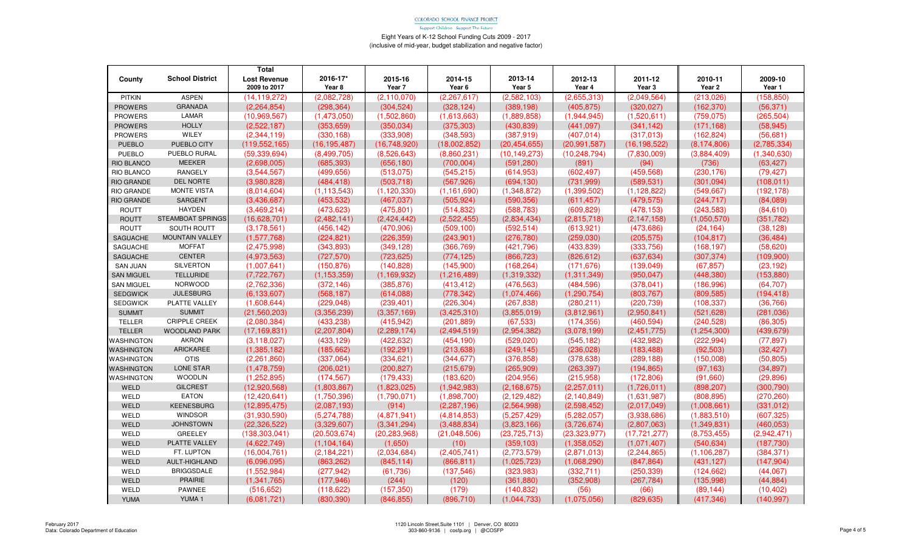COLORADO SCHOOL FINANCE PROJECT

Support Children · Support The Future

Eight Years of K-12 School Funding Cuts 2009 - 2017
(inclusive of mid-year, budget stabilization and negative factor)

| County | School District | Total Lost Revenue 2009 to 2017 | 2016-17* Year 8 | 2015-16 Year 7 | 2014-15 Year 6 | 2013-14 Year 5 | 2012-13 Year 4 | 2011-12 Year 3 | 2010-11 Year 2 | 2009-10 Year 1 |
|---|---|---|---|---|---|---|---|---|---|---|
| PITKIN | ASPEN | (14,119,272) | (2,082,728) | (2,110,070) | (2,267,617) | (2,582,103) | (2,655,313) | (2,049,564) | (213,026) | (158,850) |
| PROWERS | GRANADA | (2,264,854) | (298,364) | (304,524) | (328,124) | (389,198) | (405,875) | (320,027) | (162,370) | (56,371) |
| PROWERS | LAMAR | (10,969,567) | (1,473,050) | (1,502,860) | (1,613,663) | (1,889,858) | (1,944,945) | (1,520,611) | (759,075) | (265,504) |
| PROWERS | HOLLY | (2,522,187) | (353,659) | (350,034) | (375,303) | (430,839) | (441,097) | (341,142) | (171,168) | (58,945) |
| PROWERS | WILEY | (2,344,119) | (330,168) | (333,908) | (348,593) | (387,919) | (407,014) | (317,013) | (162,824) | (56,681) |
| PUEBLO | PUEBLO CITY | (119,552,165) | (16,195,487) | (16,748,920) | (18,002,852) | (20,454,655) | (20,991,587) | (16,198,522) | (8,174,806) | (2,785,334) |
| PUEBLO | PUEBLO RURAL | (59,339,694) | (8,499,705) | (8,526,643) | (8,860,231) | (10,149,273) | (10,248,794) | (7,830,009) | (3,884,409) | (1,340,630) |
| RIO BLANCO | MEEKER | (2,698,005) | (685,393) | (656,180) | (700,004) | (591,280) | (891) | (94) | (736) | (63,427) |
| RIO BLANCO | RANGELY | (3,544,567) | (499,656) | (513,075) | (545,215) | (614,953) | (602,497) | (459,568) | (230,176) | (79,427) |
| RIO GRANDE | DEL NORTE | (3,980,828) | (484,418) | (503,718) | (567,926) | (694,130) | (731,999) | (589,531) | (301,094) | (108,011) |
| RIO GRANDE | MONTE VISTA | (8,014,604) | (1,113,543) | (1,120,330) | (1,161,690) | (1,348,872) | (1,399,502) | (1,128,822) | (549,667) | (192,178) |
| RIO GRANDE | SARGENT | (3,436,687) | (453,532) | (467,037) | (505,924) | (590,356) | (611,457) | (479,575) | (244,717) | (84,089) |
| ROUTT | HAYDEN | (3,469,214) | (473,623) | (475,801) | (514,832) | (588,783) | (609,829) | (478,153) | (243,583) | (84,610) |
| ROUTT | STEAMBOAT SPRINGS | (16,628,701) | (2,482,141) | (2,424,442) | (2,522,455) | (2,834,434) | (2,815,718) | (2,147,158) | (1,050,570) | (351,782) |
| ROUTT | SOUTH ROUTT | (3,178,561) | (456,142) | (470,906) | (509,100) | (592,514) | (613,921) | (473,686) | (24,164) | (38,128) |
| SAGUACHE | MOUNTAIN VALLEY | (1,577,768) | (224,821) | (226,359) | (243,901) | (276,780) | (259,030) | (205,575) | (104,817) | (36,484) |
| SAGUACHE | MOFFAT | (2,475,998) | (343,893) | (349,128) | (366,769) | (421,796) | (433,839) | (333,756) | (168,197) | (58,620) |
| SAGUACHE | CENTER | (4,973,563) | (727,570) | (723,625) | (774,125) | (866,723) | (826,612) | (637,634) | (307,374) | (109,900) |
| SAN JUAN | SILVERTON | (1,007,641) | (150,876) | (140,828) | (145,900) | (168,264) | (171,676) | (139,049) | (67,857) | (23,192) |
| SAN MIGUEL | TELLURIDE | (7,722,767) | (1,153,359) | (1,169,932) | (1,216,489) | (1,319,332) | (1,311,349) | (950,047) | (448,380) | (153,880) |
| SAN MIGUEL | NORWOOD | (2,762,336) | (372,146) | (385,876) | (413,412) | (476,563) | (484,596) | (378,041) | (186,996) | (64,707) |
| SEDGWICK | JULESBURG | (6,133,607) | (568,187) | (614,088) | (778,342) | (1,074,466) | (1,290,754) | (803,767) | (809,585) | (194,418) |
| SEDGWICK | PLATTE VALLEY | (1,608,644) | (229,048) | (239,401) | (226,304) | (267,838) | (280,211) | (220,739) | (108,337) | (36,766) |
| SUMMIT | SUMMIT | (21,560,203) | (3,356,239) | (3,357,169) | (3,425,310) | (3,855,019) | (3,812,961) | (2,950,841) | (521,628) | (281,036) |
| TELLER | CRIPPLE CREEK | (2,080,384) | (433,238) | (415,942) | (201,889) | (67,533) | (174,356) | (460,594) | (240,528) | (86,305) |
| TELLER | WOODLAND PARK | (17,169,831) | (2,207,804) | (2,289,174) | (2,494,519) | (2,954,382) | (3,078,199) | (2,451,775) | (1,254,300) | (439,679) |
| WASHINGTON | AKRON | (3,118,027) | (433,129) | (422,632) | (454,190) | (529,020) | (545,182) | (432,982) | (222,994) | (77,897) |
| WASHINGTON | ARICKAREE | (1,385,182) | (185,662) | (192,291) | (213,638) | (249,145) | (236,028) | (183,488) | (92,503) | (32,427) |
| WASHINGTON | OTIS | (2,261,860) | (337,064) | (334,621) | (344,677) | (376,858) | (378,638) | (289,188) | (150,008) | (50,805) |
| WASHINGTON | LONE STAR | (1,478,759) | (206,021) | (200,827) | (215,679) | (265,909) | (263,397) | (194,865) | (97,163) | (34,897) |
| WASHINGTON | WOODLIN | (1,252,895) | (174,567) | (179,433) | (183,620) | (204,956) | (215,958) | (172,806) | (91,660) | (29,896) |
| WELD | GILCREST | (12,920,568) | (1,803,867) | (1,823,025) | (1,942,983) | (2,168,675) | (2,257,011) | (1,726,011) | (898,207) | (300,790) |
| WELD | EATON | (12,420,641) | (1,750,396) | (1,790,071) | (1,898,700) | (2,129,482) | (2,140,849) | (1,631,987) | (808,895) | (270,260) |
| WELD | KEENESBURG | (12,895,475) | (2,087,193) | (914) | (2,287,196) | (2,564,998) | (2,598,452) | (2,017,049) | (1,008,661) | (331,012) |
| WELD | WINDSOR | (31,930,590) | (5,274,788) | (4,871,941) | (4,814,853) | (5,257,429) | (5,282,057) | (3,938,686) | (1,883,510) | (607,325) |
| WELD | JOHNSTOWN | (22,326,522) | (3,329,607) | (3,341,294) | (3,488,834) | (3,823,166) | (3,726,674) | (2,807,063) | (1,349,831) | (460,053) |
| WELD | GREELEY | (138,303,041) | (20,503,674) | (20,283,968) | (21,048,506) | (23,725,713) | (23,323,977) | (17,721,277) | (8,753,455) | (2,942,471) |
| WELD | PLATTE VALLEY | (4,622,749) | (1,104,164) | (1,650) | (10) | (359,103) | (1,358,052) | (1,071,407) | (540,634) | (187,730) |
| WELD | FT. LUPTON | (16,004,761) | (2,184,221) | (2,034,684) | (2,405,741) | (2,773,579) | (2,871,013) | (2,244,865) | (1,106,287) | (384,371) |
| WELD | AULT-HIGHLAND | (6,096,095) | (863,262) | (845,114) | (866,811) | (1,025,723) | (1,068,290) | (847,864) | (431,127) | (147,904) |
| WELD | BRIGGSDALE | (1,552,984) | (277,942) | (61,736) | (137,546) | (323,983) | (332,711) | (250,339) | (124,662) | (44,067) |
| WELD | PRAIRIE | (1,341,765) | (177,946) | (244) | (120) | (361,880) | (352,908) | (267,784) | (135,998) | (44,884) |
| WELD | PAWNEE | (516,652) | (118,622) | (157,350) | (179) | (140,832) | (56) | (66) | (89,144) | (10,402) |
| YUMA | YUMA 1 | (6,081,721) | (830,390) | (846,855) | (896,710) | (1,044,733) | (1,075,056) | (829,635) | (417,346) | (140,997) |

February 2017
Data: Colorado Department of Education

1120 Lincoln Street,Suite 1101 | Denver, CO 80203
303-860-9136 | cosfp.org | @COSFP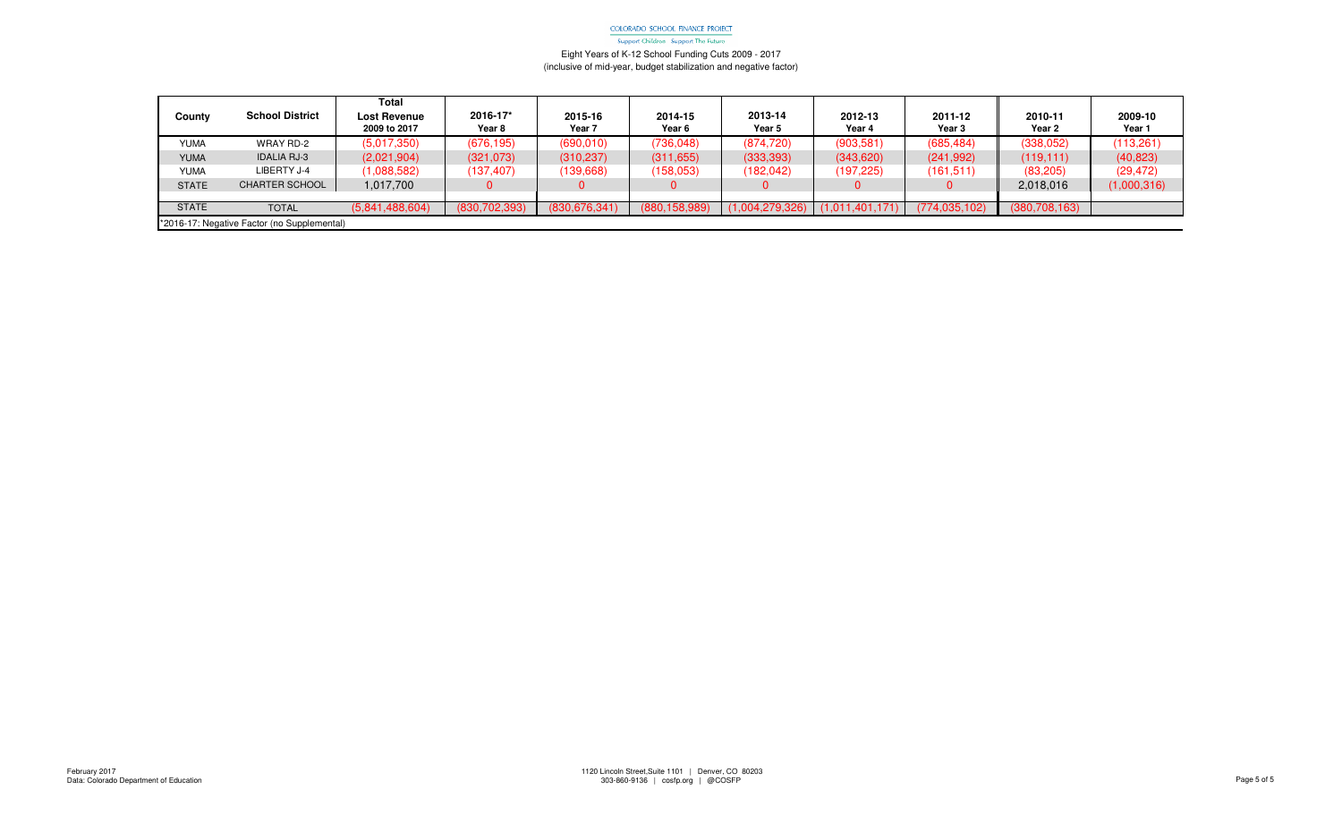COLORADO SCHOOL FINANCE PROJECT

Support Children Support The Future

Eight Years of K-12 School Funding Cuts 2009 - 2017
(inclusive of mid-year, budget stabilization and negative factor)

| County | School District | Total Lost Revenue 2009 to 2017 | 2016-17* Year 8 | 2015-16 Year 7 | 2014-15 Year 6 | 2013-14 Year 5 | 2012-13 Year 4 | 2011-12 Year 3 | 2010-11 Year 2 | 2009-10 Year 1 |
|---|---|---|---|---|---|---|---|---|---|---|
| YUMA | WRAY RD-2 | (5,017,350) | (676,195) | (690,010) | (736,048) | (874,720) | (903,581) | (685,484) | (338,052) | (113,261) |
| YUMA | IDALIA RJ-3 | (2,021,904) | (321,073) | (310,237) | (311,655) | (333,393) | (343,620) | (241,992) | (119,111) | (40,823) |
| YUMA | LIBERTY J-4 | (1,088,582) | (137,407) | (139,668) | (158,053) | (182,042) | (197,225) | (161,511) | (83,205) | (29,472) |
| STATE | CHARTER SCHOOL | 1,017,700 | 0 | 0 | 0 | 0 | 0 | 0 | 2,018,016 | (1,000,316) |
| | | | | | | | | | | |
| STATE | TOTAL | (5,841,488,604) | (830,702,393) | (830,676,341) | (880,158,989) | (1,004,279,326) | (1,011,401,171) | (774,035,102) | (380,708,163) | |

*2016-17: Negative Factor (no Supplemental)

February 2017
Data: Colorado Department of Education

1120 Lincoln Street,Suite 1101 | Denver, CO 80203
303-860-9136 | cosfp.org | @COSFP